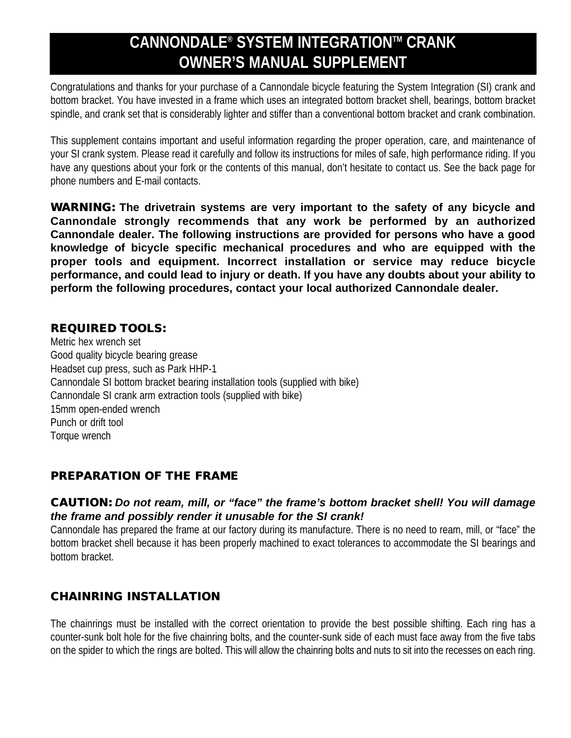# CANNONDALE® SYSTEM INTEGRATION™ CRANK OWNER'S MANUAL SUPPLEMENT

Congratulations and thanks for your purchase of a Cannondale bicycle featuring the System Integration (SI) crank and bottom bracket. You have invested in a frame which uses an integrated bottom bracket shell, bearings, bottom bracket spindle, and crank set that is considerably lighter and stiffer than a conventional bottom bracket and crank combination.

This supplement contains important and useful information regarding the proper operation, care, and maintenance of your SI crank system. Please read it carefully and follow its instructions for miles of safe, high performance riding. If you have any questions about your fork or the contents of this manual, don't hesitate to contact us. See the back page for phone numbers and E-mail contacts.

**WARNING: The drivetrain systems are very important to the safety of any bicycle and Cannondale strongly recommends that any work be performed by an authorized Cannondale dealer. The following instructions are provided for persons who have a good knowledge of bicycle specific mechanical procedures and who are equipped with the proper tools and equipment. Incorrect installation or service may reduce bicycle performance, and could lead to injury or death. If you have any doubts about your ability to perform the following procedures, contact your local authorized Cannondale dealer.**

## REQUIRED TOOLS:

Metric hex wrench set
Good quality bicycle bearing grease
Headset cup press, such as Park HHP-1
Cannondale SI bottom bracket bearing installation tools (supplied with bike)
Cannondale SI crank arm extraction tools (supplied with bike)
15mm open-ended wrench
Punch or drift tool
Torque wrench

## PREPARATION OF THE FRAME

**CAUTION:** ***Do not ream, mill, or "face" the frame's bottom bracket shell! You will damage the frame and possibly render it unusable for the SI crank!***

Cannondale has prepared the frame at our factory during its manufacture. There is no need to ream, mill, or "face" the bottom bracket shell because it has been properly machined to exact tolerances to accommodate the SI bearings and bottom bracket.

## CHAINRING INSTALLATION

The chainrings must be installed with the correct orientation to provide the best possible shifting. Each ring has a counter-sunk bolt hole for the five chainring bolts, and the counter-sunk side of each must face away from the five tabs on the spider to which the rings are bolted. This will allow the chainring bolts and nuts to sit into the recesses on each ring.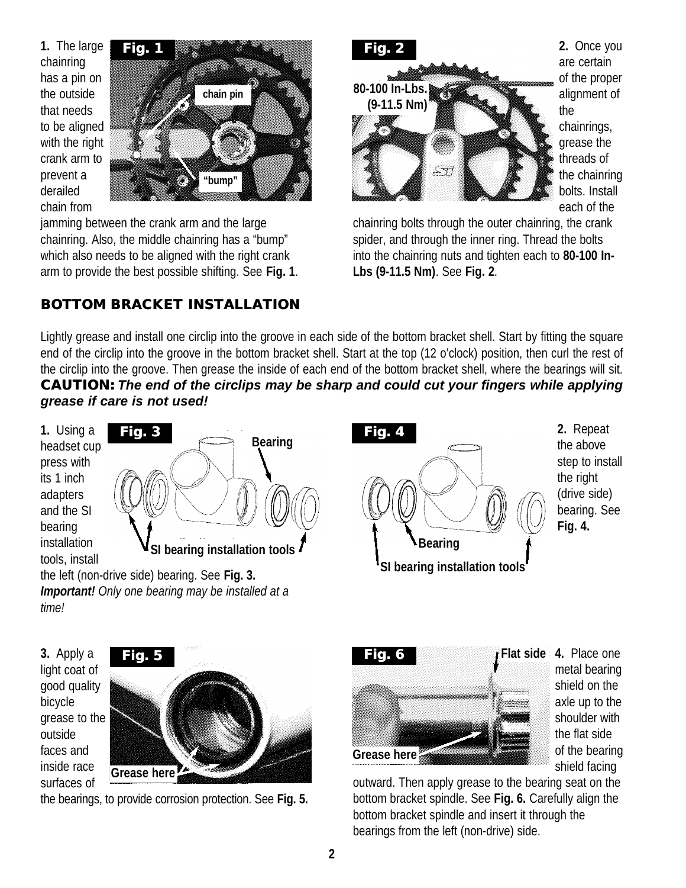**1.** The large chainring has a pin on the outside that needs to be aligned with the right crank arm to prevent a derailed chain from jamming between the crank arm and the large chainring. Also, the middle chainring has a “bump” which also needs to be aligned with the right crank arm to provide the best possible shifting. See **Fig. 1**.

**2.** Once you are certain of the proper alignment of the chainrings, grease the threads of the chainring bolts. Install each of the chainring bolts through the outer chainring, the crank spider, and through the inner ring. Thread the bolts into the chainring nuts and tighten each to **80-100 In-Lbs (9-11.5 Nm)**. See **Fig. 2**.

## BOTTOM BRACKET INSTALLATION

Lightly grease and install one circlip into the groove in each side of the bottom bracket shell. Start by fitting the square end of the circlip into the groove in the bottom bracket shell. Start at the top (12 o’clock) position, then curl the rest of the circlip into the groove. Then grease the inside of each end of the bottom bracket shell, where the bearings will sit.

**CAUTION:** ***The end of the circlips may be sharp and could cut your fingers while applying grease if care is not used!***

**1.** Using a headset cup press with its 1 inch adapters and the SI bearing installation tools, install the left (non-drive side) bearing. See **Fig. 3.** ***Important!*** *Only one bearing may be installed at a time!*

**2.** Repeat the above step to install the right (drive side) bearing. See **Fig. 4.**

**3.** Apply a light coat of good quality bicycle grease to the outside faces and inside race surfaces of the bearings, to provide corrosion protection. See **Fig. 5.**

**4.** Place one metal bearing shield on the axle up to the shoulder with the flat side of the bearing shield facing outward. Then apply grease to the bearing seat on the bottom bracket spindle. See **Fig. 6.** Carefully align the bottom bracket spindle and insert it through the bearings from the left (non-drive) side.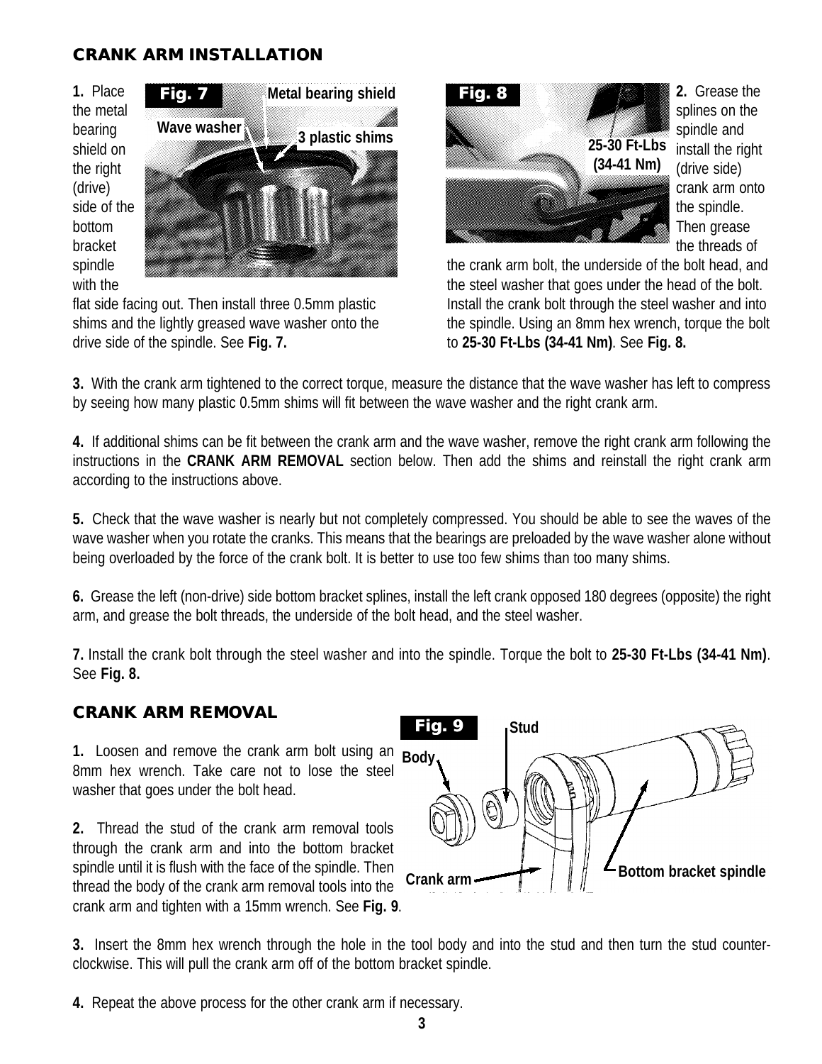## CRANK ARM INSTALLATION

**1.** Place the metal bearing shield on the right (drive) side of the bottom bracket spindle with the flat side facing out. Then install three 0.5mm plastic shims and the lightly greased wave washer onto the drive side of the spindle. See **Fig. 7.**

**Fig. 7** — Metal bearing shield; Wave washer; 3 plastic shims

**2.** Grease the splines on the spindle and install the right (drive side) crank arm onto the spindle. Then grease the threads of the crank arm bolt, the underside of the bolt head, and the steel washer that goes under the head of the bolt. Install the crank bolt through the steel washer and into the spindle. Using an 8mm hex wrench, torque the bolt to **25-30 Ft-Lbs (34-41 Nm)**. See **Fig. 8.**

**Fig. 8** — 25-30 Ft-Lbs (34-41 Nm)

**3.** With the crank arm tightened to the correct torque, measure the distance that the wave washer has left to compress by seeing how many plastic 0.5mm shims will fit between the wave washer and the right crank arm.

**4.** If additional shims can be fit between the crank arm and the wave washer, remove the right crank arm following the instructions in the **CRANK ARM REMOVAL** section below. Then add the shims and reinstall the right crank arm according to the instructions above.

**5.** Check that the wave washer is nearly but not completely compressed. You should be able to see the waves of the wave washer when you rotate the cranks. This means that the bearings are preloaded by the wave washer alone without being overloaded by the force of the crank bolt. It is better to use too few shims than too many shims.

**6.** Grease the left (non-drive) side bottom bracket splines, install the left crank opposed 180 degrees (opposite) the right arm, and grease the bolt threads, the underside of the bolt head, and the steel washer.

**7.** Install the crank bolt through the steel washer and into the spindle. Torque the bolt to **25-30 Ft-Lbs (34-41 Nm)**. See **Fig. 8.**

## CRANK ARM REMOVAL

**1.** Loosen and remove the crank arm bolt using an 8mm hex wrench. Take care not to lose the steel washer that goes under the bolt head.

**2.** Thread the stud of the crank arm removal tools through the crank arm and into the bottom bracket spindle until it is flush with the face of the spindle. Then thread the body of the crank arm removal tools into the crank arm and tighten with a 15mm wrench. See **Fig. 9**.

**Fig. 9** — Body; Stud; Crank arm; Bottom bracket spindle

**3.** Insert the 8mm hex wrench through the hole in the tool body and into the stud and then turn the stud counter-clockwise. This will pull the crank arm off of the bottom bracket spindle.

**4.** Repeat the above process for the other crank arm if necessary.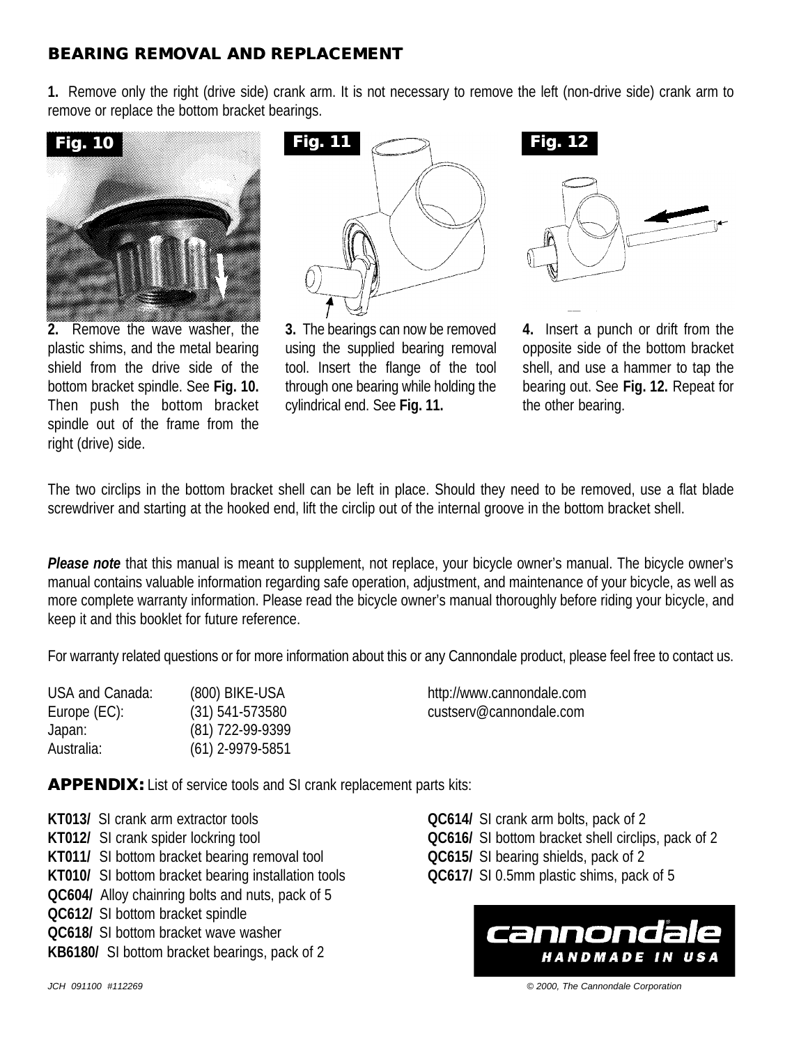## BEARING REMOVAL AND REPLACEMENT

**1.** Remove only the right (drive side) crank arm. It is not necessary to remove the left (non-drive side) crank arm to remove or replace the bottom bracket bearings.

Fig. 10

**2.** Remove the wave washer, the plastic shims, and the metal bearing shield from the drive side of the bottom bracket spindle. See **Fig. 10.** Then push the bottom bracket spindle out of the frame from the right (drive) side.

Fig. 11

**3.** The bearings can now be removed using the supplied bearing removal tool. Insert the flange of the tool through one bearing while holding the cylindrical end. See **Fig. 11.**

Fig. 12

**4.** Insert a punch or drift from the opposite side of the bottom bracket shell, and use a hammer to tap the bearing out. See **Fig. 12.** Repeat for the other bearing.

The two circlips in the bottom bracket shell can be left in place. Should they need to be removed, use a flat blade screwdriver and starting at the hooked end, lift the circlip out of the internal groove in the bottom bracket shell.

***Please note*** that this manual is meant to supplement, not replace, your bicycle owner's manual. The bicycle owner's manual contains valuable information regarding safe operation, adjustment, and maintenance of your bicycle, as well as more complete warranty information. Please read the bicycle owner's manual thoroughly before riding your bicycle, and keep it and this booklet for future reference.

For warranty related questions or for more information about this or any Cannondale product, please feel free to contact us.

| | | |
|---|---|---|
| USA and Canada: | (800) BIKE-USA | http://www.cannondale.com |
| Europe (EC): | (31) 541-573580 | custserv@cannondale.com |
| Japan: | (81) 722-99-9399 | |
| Australia: | (61) 2-9979-5851 | |

**APPENDIX:** List of service tools and SI crank replacement parts kits:

**KT013/** SI crank arm extractor tools
**KT012/** SI crank spider lockring tool
**KT011/** SI bottom bracket bearing removal tool
**KT010/** SI bottom bracket bearing installation tools
**QC604/** Alloy chainring bolts and nuts, pack of 5
**QC612/** SI bottom bracket spindle
**QC618/** SI bottom bracket wave washer
**KB6180/** SI bottom bracket bearings, pack of 2
**QC614/** SI crank arm bolts, pack of 2
**QC616/** SI bottom bracket shell circlips, pack of 2
**QC615/** SI bearing shields, pack of 2
**QC617/** SI 0.5mm plastic shims, pack of 5

cannondale
HANDMADE IN USA

JCH 091100 #112269

© 2000, The Cannondale Corporation